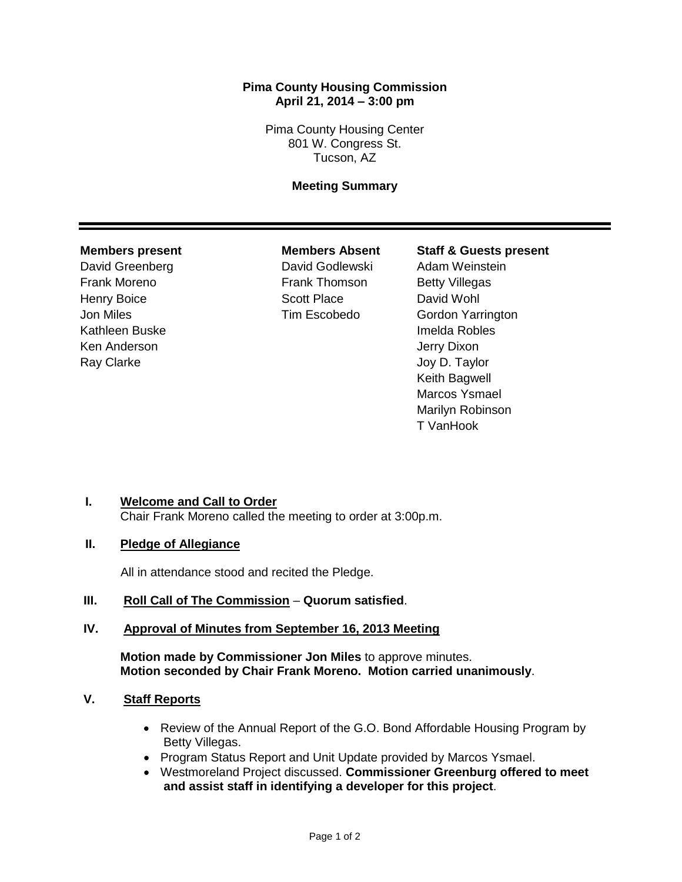**Pima County Housing Commission**
**April 21, 2014 – 3:00 pm**

Pima County Housing Center
801 W. Congress St.
Tucson, AZ

**Meeting Summary**

---

| **Members present** | **Members Absent** | **Staff & Guests present** |
|---|---|---|
| David Greenberg | David Godlewski | Adam Weinstein |
| Frank Moreno | Frank Thomson | Betty Villegas |
| Henry Boice | Scott Place | David Wohl |
| Jon Miles | Tim Escobedo | Gordon Yarrington |
| Kathleen Buske | | Imelda Robles |
| Ken Anderson | | Jerry Dixon |
| Ray Clarke | | Joy D. Taylor |
| | | Keith Bagwell |
| | | Marcos Ysmael |
| | | Marilyn Robinson |
| | | T VanHook |

**I. <u>Welcome and Call to Order</u>**

Chair Frank Moreno called the meeting to order at 3:00p.m.

**II. <u>Pledge of Allegiance</u>**

All in attendance stood and recited the Pledge.

**III. <u>Roll Call of The Commission</u>** – **Quorum satisfied**.

**IV. <u>Approval of Minutes from September 16, 2013 Meeting</u>**

**Motion made by Commissioner Jon Miles** to approve minutes.
**Motion seconded by Chair Frank Moreno. Motion carried unanimously**.

**V. <u>Staff Reports</u>**

- Review of the Annual Report of the G.O. Bond Affordable Housing Program by Betty Villegas.
- Program Status Report and Unit Update provided by Marcos Ysmael.
- Westmoreland Project discussed. **Commissioner Greenburg offered to meet and assist staff in identifying a developer for this project**.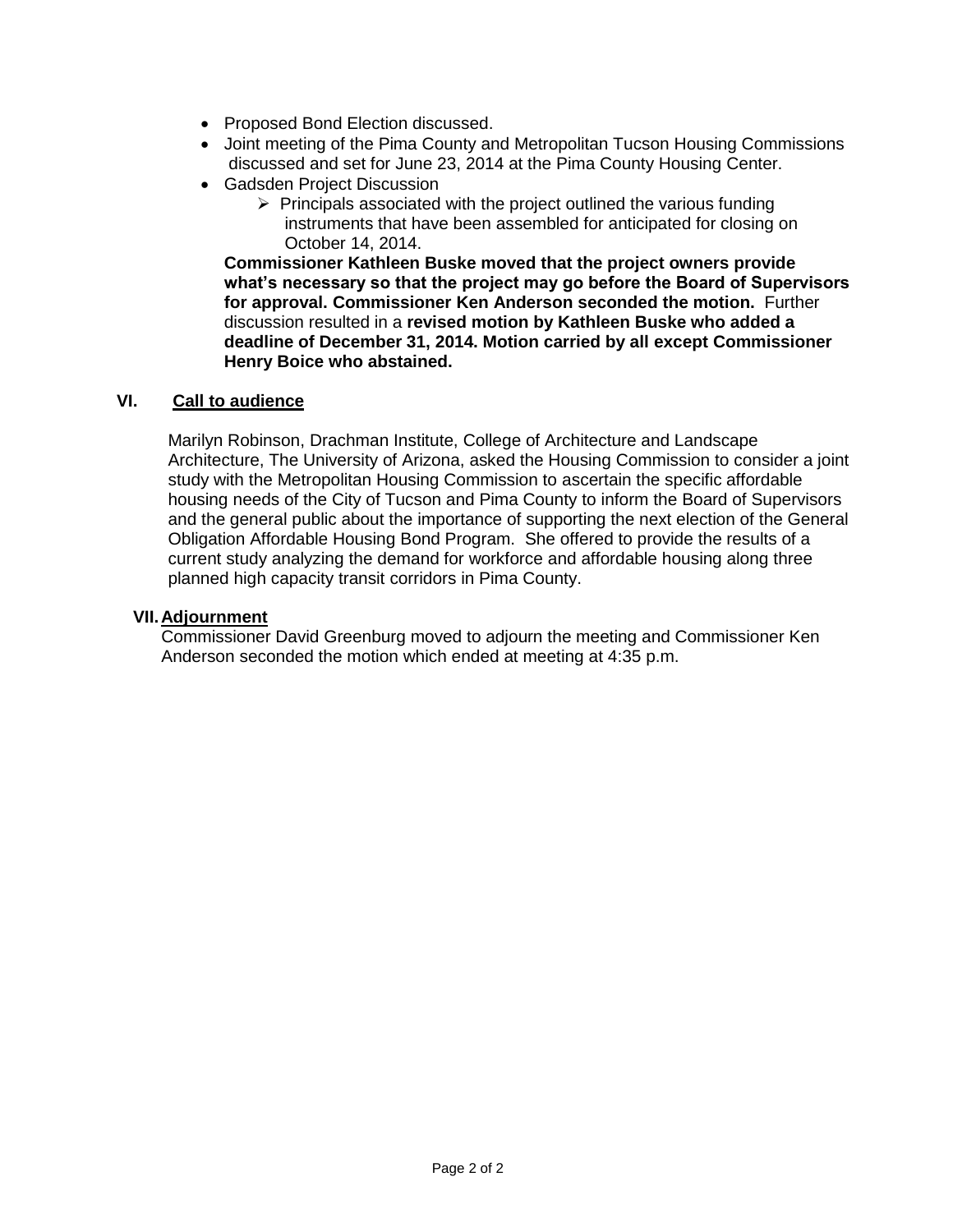- Proposed Bond Election discussed.
- Joint meeting of the Pima County and Metropolitan Tucson Housing Commissions discussed and set for June 23, 2014 at the Pima County Housing Center.
- Gadsden Project Discussion
  - Principals associated with the project outlined the various funding instruments that have been assembled for anticipated for closing on October 14, 2014.

  **Commissioner Kathleen Buske moved that the project owners provide what's necessary so that the project may go before the Board of Supervisors for approval. Commissioner Ken Anderson seconded the motion.** Further discussion resulted in a **revised motion by Kathleen Buske who added a deadline of December 31, 2014. Motion carried by all except Commissioner Henry Boice who abstained.**

## VI. Call to audience

Marilyn Robinson, Drachman Institute, College of Architecture and Landscape Architecture, The University of Arizona, asked the Housing Commission to consider a joint study with the Metropolitan Housing Commission to ascertain the specific affordable housing needs of the City of Tucson and Pima County to inform the Board of Supervisors and the general public about the importance of supporting the next election of the General Obligation Affordable Housing Bond Program. She offered to provide the results of a current study analyzing the demand for workforce and affordable housing along three planned high capacity transit corridors in Pima County.

## VII. Adjournment

Commissioner David Greenburg moved to adjourn the meeting and Commissioner Ken Anderson seconded the motion which ended at meeting at 4:35 p.m.